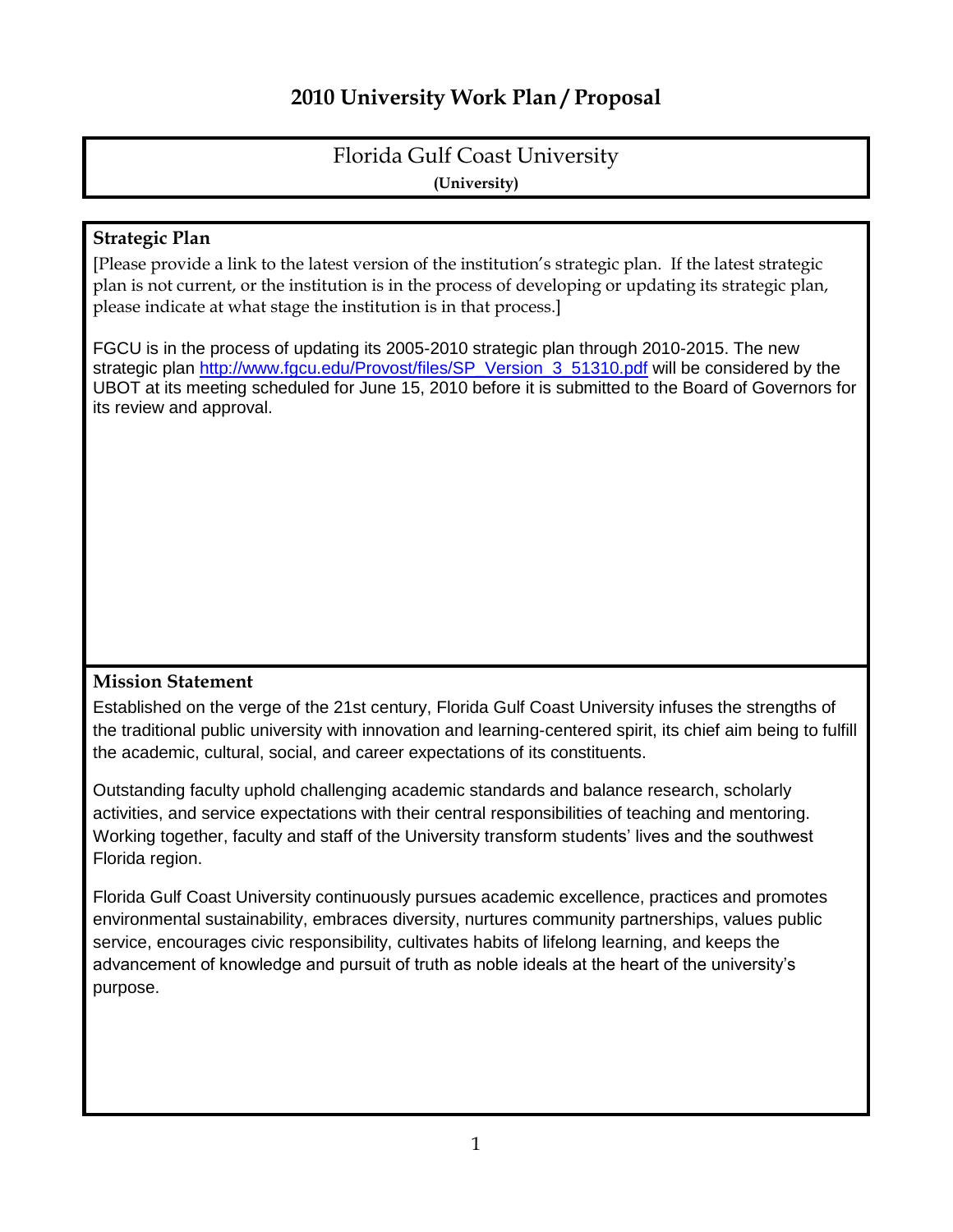# 2010 University Work Plan / Proposal

**Florida Gulf Coast University**
**(University)**

## Strategic Plan

[Please provide a link to the latest version of the institution's strategic plan. If the latest strategic plan is not current, or the institution is in the process of developing or updating its strategic plan, please indicate at what stage the institution is in that process.]

FGCU is in the process of updating its 2005-2010 strategic plan through 2010-2015. The new strategic plan http://www.fgcu.edu/Provost/files/SP_Version_3_51310.pdf will be considered by the UBOT at its meeting scheduled for June 15, 2010 before it is submitted to the Board of Governors for its review and approval.

## Mission Statement

Established on the verge of the 21st century, Florida Gulf Coast University infuses the strengths of the traditional public university with innovation and learning-centered spirit, its chief aim being to fulfill the academic, cultural, social, and career expectations of its constituents.

Outstanding faculty uphold challenging academic standards and balance research, scholarly activities, and service expectations with their central responsibilities of teaching and mentoring. Working together, faculty and staff of the University transform students' lives and the southwest Florida region.

Florida Gulf Coast University continuously pursues academic excellence, practices and promotes environmental sustainability, embraces diversity, nurtures community partnerships, values public service, encourages civic responsibility, cultivates habits of lifelong learning, and keeps the advancement of knowledge and pursuit of truth as noble ideals at the heart of the university's purpose.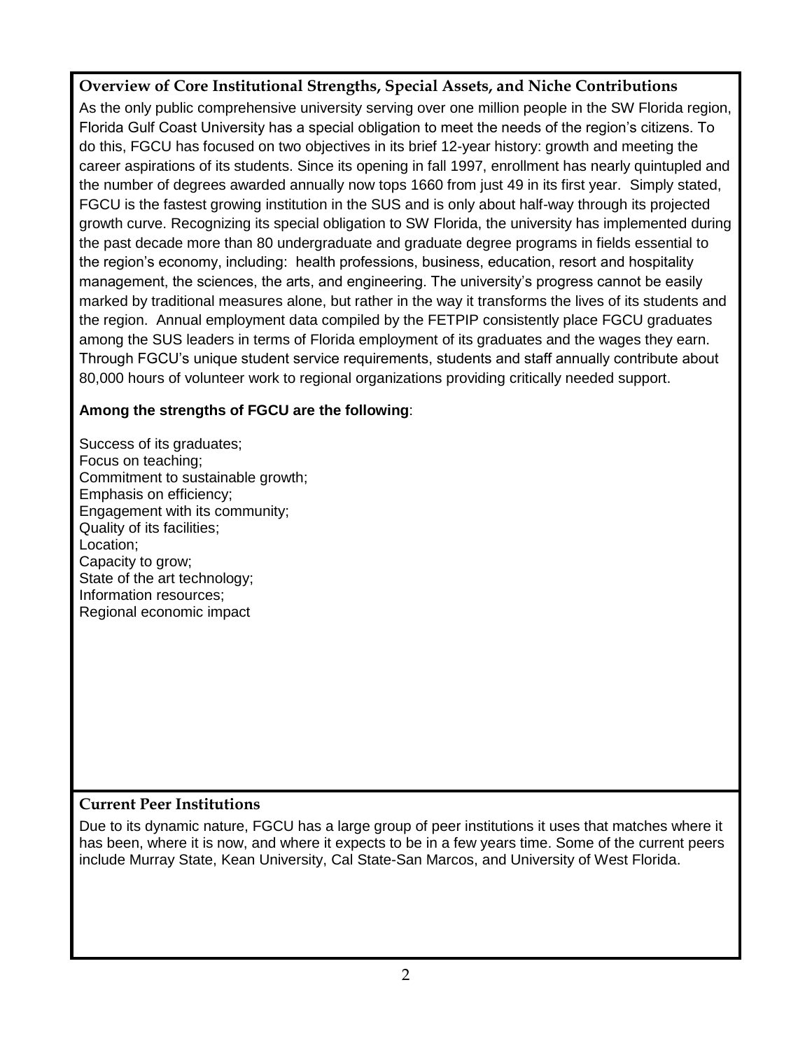## Overview of Core Institutional Strengths, Special Assets, and Niche Contributions

As the only public comprehensive university serving over one million people in the SW Florida region, Florida Gulf Coast University has a special obligation to meet the needs of the region's citizens. To do this, FGCU has focused on two objectives in its brief 12-year history: growth and meeting the career aspirations of its students. Since its opening in fall 1997, enrollment has nearly quintupled and the number of degrees awarded annually now tops 1660 from just 49 in its first year. Simply stated, FGCU is the fastest growing institution in the SUS and is only about half-way through its projected growth curve. Recognizing its special obligation to SW Florida, the university has implemented during the past decade more than 80 undergraduate and graduate degree programs in fields essential to the region's economy, including: health professions, business, education, resort and hospitality management, the sciences, the arts, and engineering. The university's progress cannot be easily marked by traditional measures alone, but rather in the way it transforms the lives of its students and the region. Annual employment data compiled by the FETPIP consistently place FGCU graduates among the SUS leaders in terms of Florida employment of its graduates and the wages they earn. Through FGCU's unique student service requirements, students and staff annually contribute about 80,000 hours of volunteer work to regional organizations providing critically needed support.

**Among the strengths of FGCU are the following**:

Success of its graduates;
Focus on teaching;
Commitment to sustainable growth;
Emphasis on efficiency;
Engagement with its community;
Quality of its facilities;
Location;
Capacity to grow;
State of the art technology;
Information resources;
Regional economic impact

## Current Peer Institutions

Due to its dynamic nature, FGCU has a large group of peer institutions it uses that matches where it has been, where it is now, and where it expects to be in a few years time. Some of the current peers include Murray State, Kean University, Cal State-San Marcos, and University of West Florida.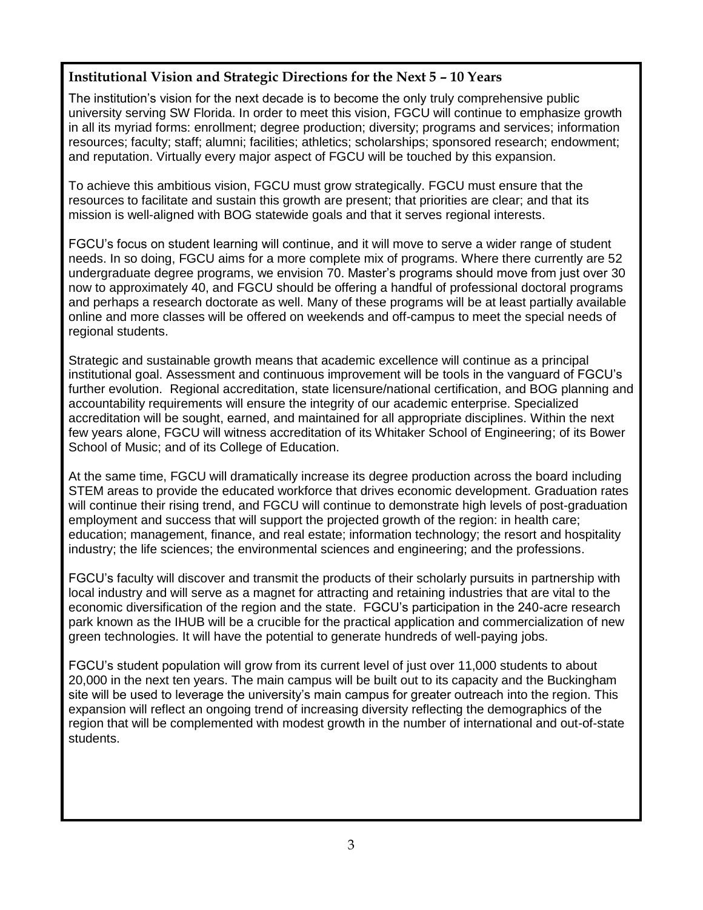## Institutional Vision and Strategic Directions for the Next 5 – 10 Years

The institution's vision for the next decade is to become the only truly comprehensive public university serving SW Florida. In order to meet this vision, FGCU will continue to emphasize growth in all its myriad forms: enrollment; degree production; diversity; programs and services; information resources; faculty; staff; alumni; facilities; athletics; scholarships; sponsored research; endowment; and reputation. Virtually every major aspect of FGCU will be touched by this expansion.

To achieve this ambitious vision, FGCU must grow strategically. FGCU must ensure that the resources to facilitate and sustain this growth are present; that priorities are clear; and that its mission is well-aligned with BOG statewide goals and that it serves regional interests.

FGCU's focus on student learning will continue, and it will move to serve a wider range of student needs. In so doing, FGCU aims for a more complete mix of programs. Where there currently are 52 undergraduate degree programs, we envision 70. Master's programs should move from just over 30 now to approximately 40, and FGCU should be offering a handful of professional doctoral programs and perhaps a research doctorate as well. Many of these programs will be at least partially available online and more classes will be offered on weekends and off-campus to meet the special needs of regional students.

Strategic and sustainable growth means that academic excellence will continue as a principal institutional goal. Assessment and continuous improvement will be tools in the vanguard of FGCU's further evolution. Regional accreditation, state licensure/national certification, and BOG planning and accountability requirements will ensure the integrity of our academic enterprise. Specialized accreditation will be sought, earned, and maintained for all appropriate disciplines. Within the next few years alone, FGCU will witness accreditation of its Whitaker School of Engineering; of its Bower School of Music; and of its College of Education.

At the same time, FGCU will dramatically increase its degree production across the board including STEM areas to provide the educated workforce that drives economic development. Graduation rates will continue their rising trend, and FGCU will continue to demonstrate high levels of post-graduation employment and success that will support the projected growth of the region: in health care; education; management, finance, and real estate; information technology; the resort and hospitality industry; the life sciences; the environmental sciences and engineering; and the professions.

FGCU's faculty will discover and transmit the products of their scholarly pursuits in partnership with local industry and will serve as a magnet for attracting and retaining industries that are vital to the economic diversification of the region and the state. FGCU's participation in the 240-acre research park known as the IHUB will be a crucible for the practical application and commercialization of new green technologies. It will have the potential to generate hundreds of well-paying jobs.

FGCU's student population will grow from its current level of just over 11,000 students to about 20,000 in the next ten years. The main campus will be built out to its capacity and the Buckingham site will be used to leverage the university's main campus for greater outreach into the region. This expansion will reflect an ongoing trend of increasing diversity reflecting the demographics of the region that will be complemented with modest growth in the number of international and out-of-state students.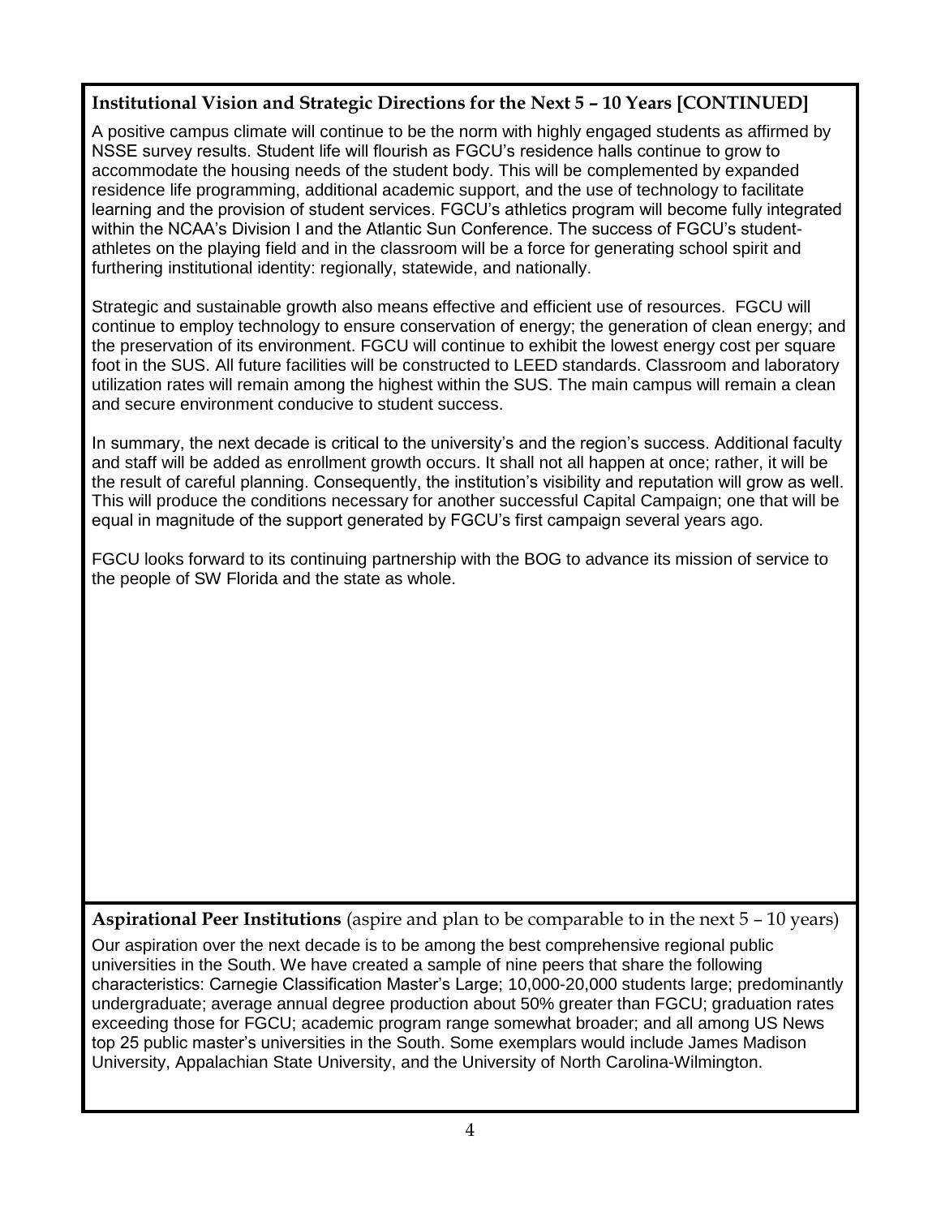## Institutional Vision and Strategic Directions for the Next 5 – 10 Years [CONTINUED]

A positive campus climate will continue to be the norm with highly engaged students as affirmed by NSSE survey results. Student life will flourish as FGCU's residence halls continue to grow to accommodate the housing needs of the student body. This will be complemented by expanded residence life programming, additional academic support, and the use of technology to facilitate learning and the provision of student services. FGCU's athletics program will become fully integrated within the NCAA's Division I and the Atlantic Sun Conference. The success of FGCU's student-athletes on the playing field and in the classroom will be a force for generating school spirit and furthering institutional identity: regionally, statewide, and nationally.

Strategic and sustainable growth also means effective and efficient use of resources. FGCU will continue to employ technology to ensure conservation of energy; the generation of clean energy; and the preservation of its environment. FGCU will continue to exhibit the lowest energy cost per square foot in the SUS. All future facilities will be constructed to LEED standards. Classroom and laboratory utilization rates will remain among the highest within the SUS. The main campus will remain a clean and secure environment conducive to student success.

In summary, the next decade is critical to the university's and the region's success. Additional faculty and staff will be added as enrollment growth occurs. It shall not all happen at once; rather, it will be the result of careful planning. Consequently, the institution's visibility and reputation will grow as well. This will produce the conditions necessary for another successful Capital Campaign; one that will be equal in magnitude of the support generated by FGCU's first campaign several years ago.

FGCU looks forward to its continuing partnership with the BOG to advance its mission of service to the people of SW Florida and the state as whole.

## Aspirational Peer Institutions (aspire and plan to be comparable to in the next 5 – 10 years)

Our aspiration over the next decade is to be among the best comprehensive regional public universities in the South. We have created a sample of nine peers that share the following characteristics: Carnegie Classification Master's Large; 10,000-20,000 students large; predominantly undergraduate; average annual degree production about 50% greater than FGCU; graduation rates exceeding those for FGCU; academic program range somewhat broader; and all among US News top 25 public master's universities in the South. Some exemplars would include James Madison University, Appalachian State University, and the University of North Carolina-Wilmington.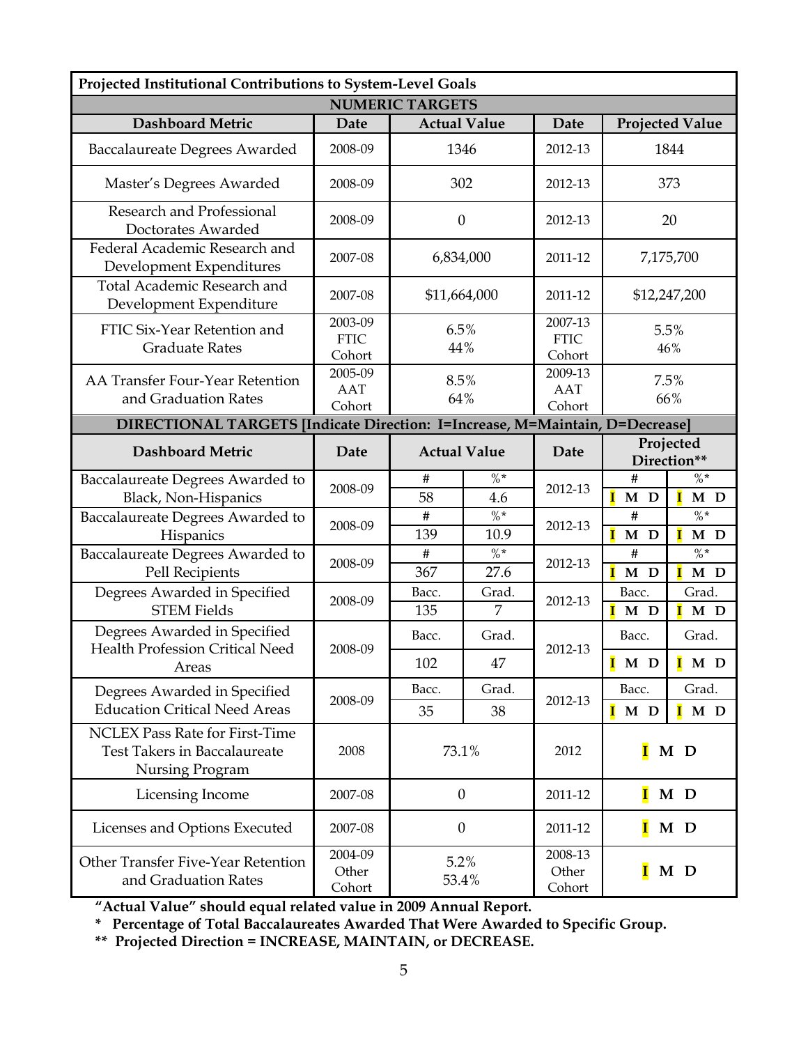| Projected Institutional Contributions to System-Level Goals | | | | | | |
|---|---|---|---|---|---|---|
| **NUMERIC TARGETS** | | | | | | |
| **Dashboard Metric** | **Date** | **Actual Value** | | **Date** | **Projected Value** | |
| Baccalaureate Degrees Awarded | 2008-09 | 1346 | | 2012-13 | 1844 | |
| Master's Degrees Awarded | 2008-09 | 302 | | 2012-13 | 373 | |
| Research and Professional Doctorates Awarded | 2008-09 | 0 | | 2012-13 | 20 | |
| Federal Academic Research and Development Expenditures | 2007-08 | 6,834,000 | | 2011-12 | 7,175,700 | |
| Total Academic Research and Development Expenditure | 2007-08 | $11,664,000 | | 2011-12 | $12,247,200 | |
| FTIC Six-Year Retention and Graduate Rates | 2003-09 FTIC Cohort | 6.5%<br>44% | | 2007-13 FTIC Cohort | 5.5%<br>46% | |
| AA Transfer Four-Year Retention and Graduation Rates | 2005-09 AAT Cohort | 8.5%<br>64% | | 2009-13 AAT Cohort | 7.5%<br>66% | |
| **DIRECTIONAL TARGETS [Indicate Direction: I=Increase, M=Maintain, D=Decrease]** | | | | | | |
| **Dashboard Metric** | **Date** | **Actual Value** | | **Date** | **Projected Direction**** | |
| Baccalaureate Degrees Awarded to Black, Non-Hispanics | 2008-09 | #<br>58 | %*<br>4.6 | 2012-13 | #<br>**I** M D | %*<br>**I** M D |
| Baccalaureate Degrees Awarded to Hispanics | 2008-09 | #<br>139 | %*<br>10.9 | 2012-13 | #<br>**I** M D | %*<br>**I** M D |
| Baccalaureate Degrees Awarded to Pell Recipients | 2008-09 | #<br>367 | %*<br>27.6 | 2012-13 | #<br>**I** M D | %*<br>**I** M D |
| Degrees Awarded in Specified STEM Fields | 2008-09 | Bacc.<br>135 | Grad.<br>7 | 2012-13 | Bacc.<br>**I** M D | Grad.<br>**I** M D |
| Degrees Awarded in Specified Health Profession Critical Need Areas | 2008-09 | Bacc.<br>102 | Grad.<br>47 | 2012-13 | Bacc.<br>**I** M D | Grad.<br>**I** M D |
| Degrees Awarded in Specified Education Critical Need Areas | 2008-09 | Bacc.<br>35 | Grad.<br>38 | 2012-13 | Bacc.<br>**I** M D | Grad.<br>**I** M D |
| NCLEX Pass Rate for First-Time Test Takers in Baccalaureate Nursing Program | 2008 | 73.1% | | 2012 | **I** M D | |
| Licensing Income | 2007-08 | 0 | | 2011-12 | **I** M D | |
| Licenses and Options Executed | 2007-08 | 0 | | 2011-12 | **I** M D | |
| Other Transfer Five-Year Retention and Graduation Rates | 2004-09 Other Cohort | 5.2%<br>53.4% | | 2008-13 Other Cohort | **I** M D | |

**"Actual Value" should equal related value in 2009 Annual Report.**

**\* Percentage of Total Baccalaureates Awarded That Were Awarded to Specific Group.**

**\*\* Projected Direction = INCREASE, MAINTAIN, or DECREASE.**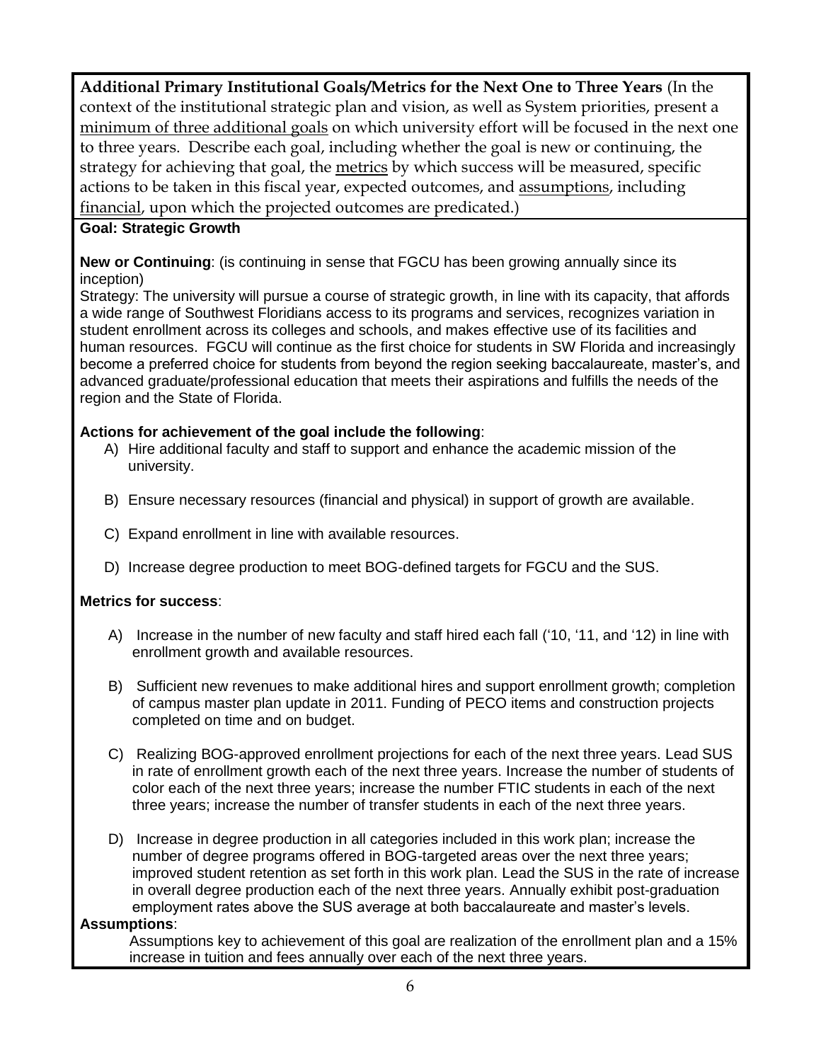**Additional Primary Institutional Goals/Metrics for the Next One to Three Years** (In the context of the institutional strategic plan and vision, as well as System priorities, present a minimum of three additional goals on which university effort will be focused in the next one to three years. Describe each goal, including whether the goal is new or continuing, the strategy for achieving that goal, the metrics by which success will be measured, specific actions to be taken in this fiscal year, expected outcomes, and assumptions, including financial, upon which the projected outcomes are predicated.)

**Goal: Strategic Growth**

**New or Continuing**: (is continuing in sense that FGCU has been growing annually since its inception)

Strategy: The university will pursue a course of strategic growth, in line with its capacity, that affords a wide range of Southwest Floridians access to its programs and services, recognizes variation in student enrollment across its colleges and schools, and makes effective use of its facilities and human resources. FGCU will continue as the first choice for students in SW Florida and increasingly become a preferred choice for students from beyond the region seeking baccalaureate, master's, and advanced graduate/professional education that meets their aspirations and fulfills the needs of the region and the State of Florida.

**Actions for achievement of the goal include the following**:

A) Hire additional faculty and staff to support and enhance the academic mission of the university.

B) Ensure necessary resources (financial and physical) in support of growth are available.

C) Expand enrollment in line with available resources.

D) Increase degree production to meet BOG-defined targets for FGCU and the SUS.

**Metrics for success**:

A) Increase in the number of new faculty and staff hired each fall ('10, '11, and '12) in line with enrollment growth and available resources.

B) Sufficient new revenues to make additional hires and support enrollment growth; completion of campus master plan update in 2011. Funding of PECO items and construction projects completed on time and on budget.

C) Realizing BOG-approved enrollment projections for each of the next three years. Lead SUS in rate of enrollment growth each of the next three years. Increase the number of students of color each of the next three years; increase the number FTIC students in each of the next three years; increase the number of transfer students in each of the next three years.

D) Increase in degree production in all categories included in this work plan; increase the number of degree programs offered in BOG-targeted areas over the next three years; improved student retention as set forth in this work plan. Lead the SUS in the rate of increase in overall degree production each of the next three years. Annually exhibit post-graduation employment rates above the SUS average at both baccalaureate and master's levels.

**Assumptions**:

Assumptions key to achievement of this goal are realization of the enrollment plan and a 15% increase in tuition and fees annually over each of the next three years.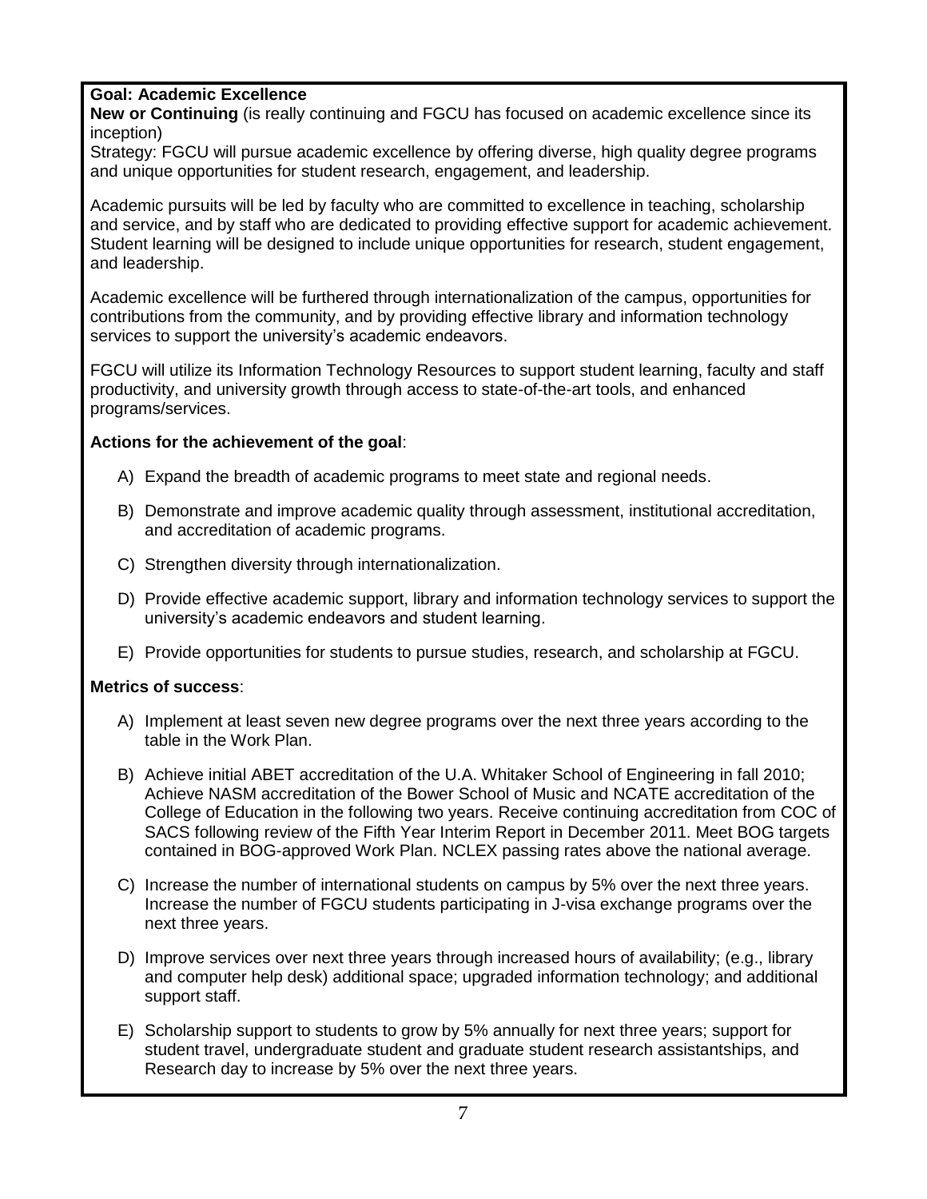**Goal: Academic Excellence**

**New or Continuing** (is really continuing and FGCU has focused on academic excellence since its inception)

Strategy: FGCU will pursue academic excellence by offering diverse, high quality degree programs and unique opportunities for student research, engagement, and leadership.

Academic pursuits will be led by faculty who are committed to excellence in teaching, scholarship and service, and by staff who are dedicated to providing effective support for academic achievement. Student learning will be designed to include unique opportunities for research, student engagement, and leadership.

Academic excellence will be furthered through internationalization of the campus, opportunities for contributions from the community, and by providing effective library and information technology services to support the university's academic endeavors.

FGCU will utilize its Information Technology Resources to support student learning, faculty and staff productivity, and university growth through access to state-of-the-art tools, and enhanced programs/services.

**Actions for the achievement of the goal**:

A) Expand the breadth of academic programs to meet state and regional needs.

B) Demonstrate and improve academic quality through assessment, institutional accreditation, and accreditation of academic programs.

C) Strengthen diversity through internationalization.

D) Provide effective academic support, library and information technology services to support the university's academic endeavors and student learning.

E) Provide opportunities for students to pursue studies, research, and scholarship at FGCU.

**Metrics of success**:

A) Implement at least seven new degree programs over the next three years according to the table in the Work Plan.

B) Achieve initial ABET accreditation of the U.A. Whitaker School of Engineering in fall 2010; Achieve NASM accreditation of the Bower School of Music and NCATE accreditation of the College of Education in the following two years. Receive continuing accreditation from COC of SACS following review of the Fifth Year Interim Report in December 2011. Meet BOG targets contained in BOG-approved Work Plan. NCLEX passing rates above the national average.

C) Increase the number of international students on campus by 5% over the next three years. Increase the number of FGCU students participating in J-visa exchange programs over the next three years.

D) Improve services over next three years through increased hours of availability; (e.g., library and computer help desk) additional space; upgraded information technology; and additional support staff.

E) Scholarship support to students to grow by 5% annually for next three years; support for student travel, undergraduate student and graduate student research assistantships, and Research day to increase by 5% over the next three years.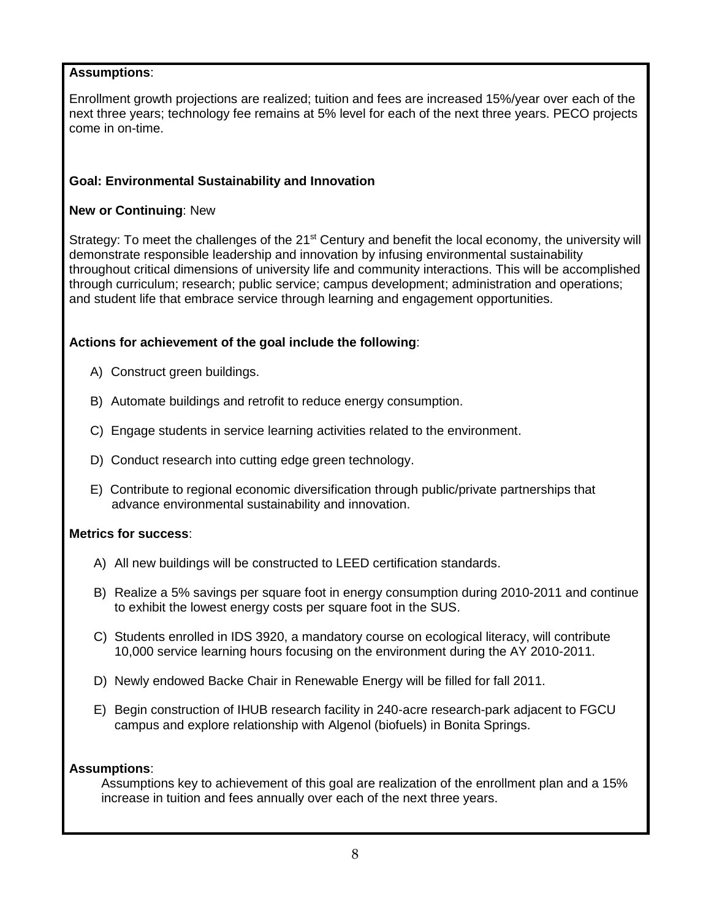**Assumptions**:

Enrollment growth projections are realized; tuition and fees are increased 15%/year over each of the next three years; technology fee remains at 5% level for each of the next three years. PECO projects come in on-time.

**Goal: Environmental Sustainability and Innovation**

**New or Continuing**: New

Strategy: To meet the challenges of the 21st Century and benefit the local economy, the university will demonstrate responsible leadership and innovation by infusing environmental sustainability throughout critical dimensions of university life and community interactions. This will be accomplished through curriculum; research; public service; campus development; administration and operations; and student life that embrace service through learning and engagement opportunities.

**Actions for achievement of the goal include the following**:

A) Construct green buildings.

B) Automate buildings and retrofit to reduce energy consumption.

C) Engage students in service learning activities related to the environment.

D) Conduct research into cutting edge green technology.

E) Contribute to regional economic diversification through public/private partnerships that advance environmental sustainability and innovation.

**Metrics for success**:

A) All new buildings will be constructed to LEED certification standards.

B) Realize a 5% savings per square foot in energy consumption during 2010-2011 and continue to exhibit the lowest energy costs per square foot in the SUS.

C) Students enrolled in IDS 3920, a mandatory course on ecological literacy, will contribute 10,000 service learning hours focusing on the environment during the AY 2010-2011.

D) Newly endowed Backe Chair in Renewable Energy will be filled for fall 2011.

E) Begin construction of IHUB research facility in 240-acre research-park adjacent to FGCU campus and explore relationship with Algenol (biofuels) in Bonita Springs.

**Assumptions**:

Assumptions key to achievement of this goal are realization of the enrollment plan and a 15% increase in tuition and fees annually over each of the next three years.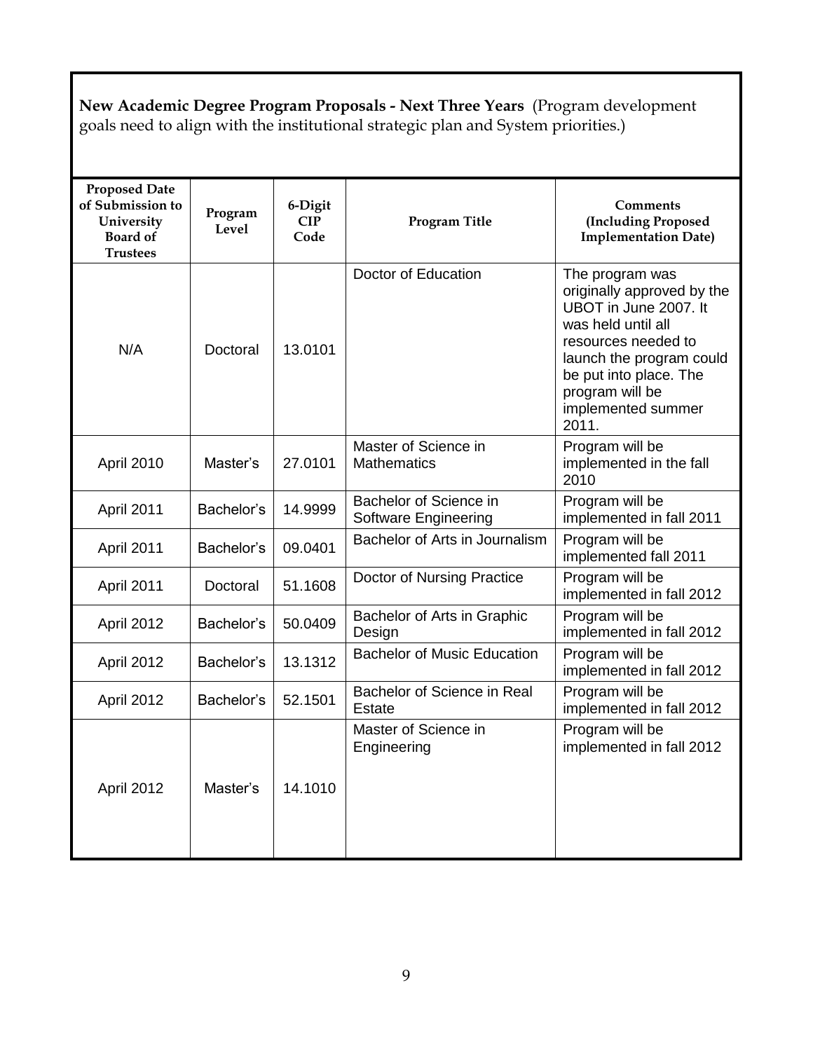**New Academic Degree Program Proposals - Next Three Years** (Program development goals need to align with the institutional strategic plan and System priorities.)

| Proposed Date of Submission to University Board of Trustees | Program Level | 6-Digit CIP Code | Program Title | Comments (Including Proposed Implementation Date) |
|---|---|---|---|---|
| N/A | Doctoral | 13.0101 | Doctor of Education | The program was originally approved by the UBOT in June 2007. It was held until all resources needed to launch the program could be put into place. The program will be implemented summer 2011. |
| April 2010 | Master's | 27.0101 | Master of Science in Mathematics | Program will be implemented in the fall 2010 |
| April 2011 | Bachelor's | 14.9999 | Bachelor of Science in Software Engineering | Program will be implemented in fall 2011 |
| April 2011 | Bachelor's | 09.0401 | Bachelor of Arts in Journalism | Program will be implemented fall 2011 |
| April 2011 | Doctoral | 51.1608 | Doctor of Nursing Practice | Program will be implemented in fall 2012 |
| April 2012 | Bachelor's | 50.0409 | Bachelor of Arts in Graphic Design | Program will be implemented in fall 2012 |
| April 2012 | Bachelor's | 13.1312 | Bachelor of Music Education | Program will be implemented in fall 2012 |
| April 2012 | Bachelor's | 52.1501 | Bachelor of Science in Real Estate | Program will be implemented in fall 2012 |
| April 2012 | Master's | 14.1010 | Master of Science in Engineering | Program will be implemented in fall 2012 |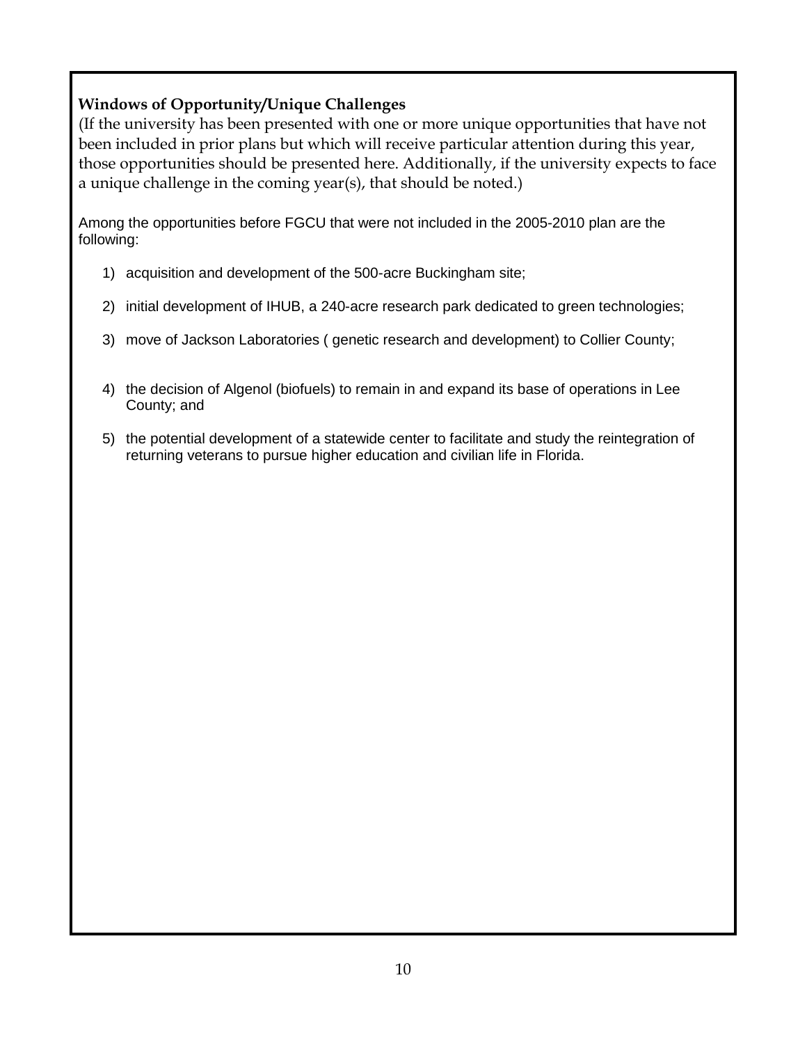**Windows of Opportunity/Unique Challenges**

(If the university has been presented with one or more unique opportunities that have not been included in prior plans but which will receive particular attention during this year, those opportunities should be presented here. Additionally, if the university expects to face a unique challenge in the coming year(s), that should be noted.)

Among the opportunities before FGCU that were not included in the 2005-2010 plan are the following:

1) acquisition and development of the 500-acre Buckingham site;
2) initial development of IHUB, a 240-acre research park dedicated to green technologies;
3) move of Jackson Laboratories ( genetic research and development) to Collier County;
4) the decision of Algenol (biofuels) to remain in and expand its base of operations in Lee County; and
5) the potential development of a statewide center to facilitate and study the reintegration of returning veterans to pursue higher education and civilian life in Florida.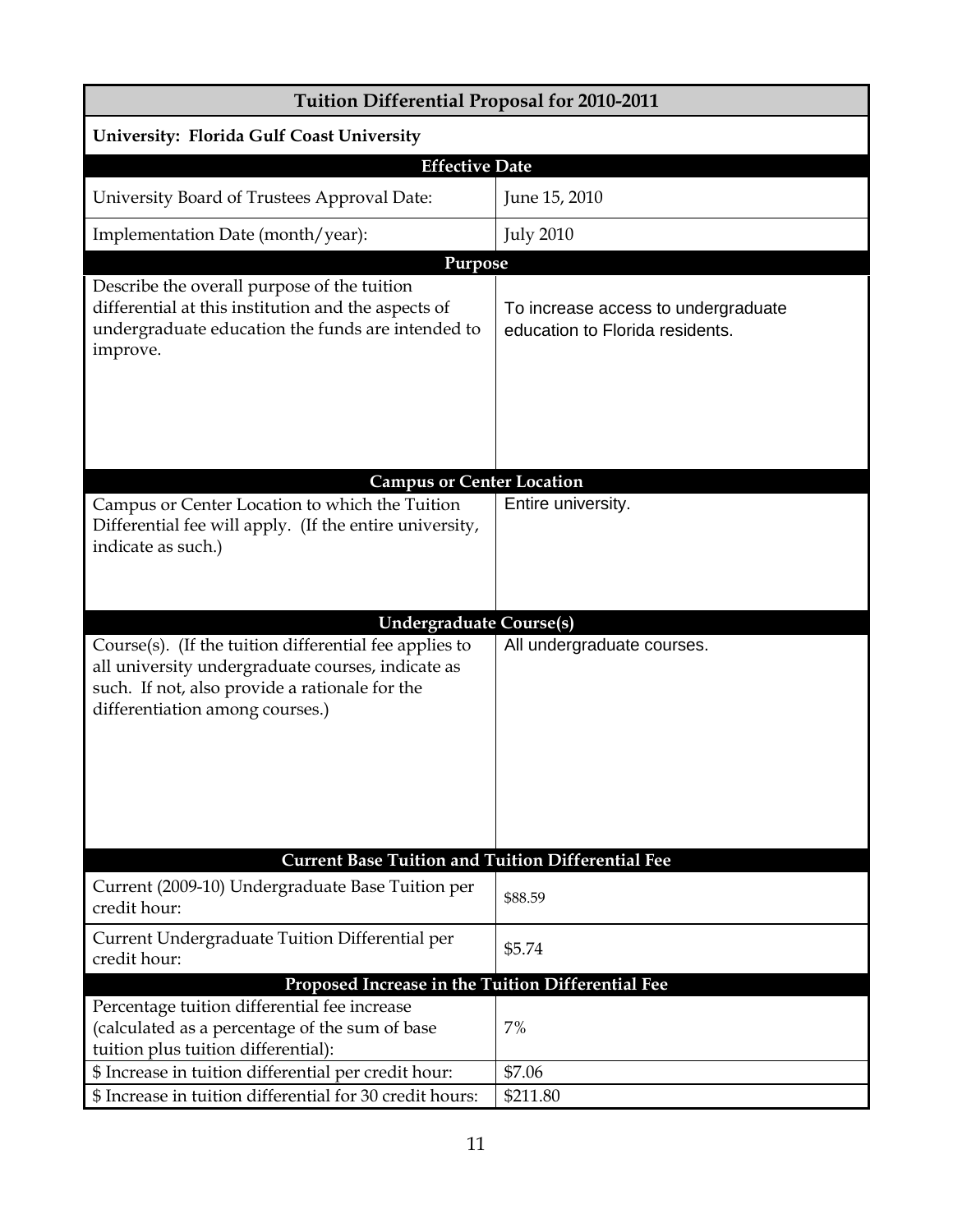| Tuition Differential Proposal for 2010-2011 | |
|---|---|
| **University: Florida Gulf Coast University** | |
| **Effective Date** | |
| University Board of Trustees Approval Date: | June 15, 2010 |
| Implementation Date (month/year): | July 2010 |
| **Purpose** | |
| Describe the overall purpose of the tuition differential at this institution and the aspects of undergraduate education the funds are intended to improve. | To increase access to undergraduate education to Florida residents. |
| **Campus or Center Location** | |
| Campus or Center Location to which the Tuition Differential fee will apply. (If the entire university, indicate as such.) | Entire university. |
| **Undergraduate Course(s)** | |
| Course(s). (If the tuition differential fee applies to all university undergraduate courses, indicate as such. If not, also provide a rationale for the differentiation among courses.) | All undergraduate courses. |
| **Current Base Tuition and Tuition Differential Fee** | |
| Current (2009-10) Undergraduate Base Tuition per credit hour: | $88.59 |
| Current Undergraduate Tuition Differential per credit hour: | $5.74 |
| **Proposed Increase in the Tuition Differential Fee** | |
| Percentage tuition differential fee increase (calculated as a percentage of the sum of base tuition plus tuition differential): | 7% |
| $ Increase in tuition differential per credit hour: | $7.06 |
| $ Increase in tuition differential for 30 credit hours: | $211.80 |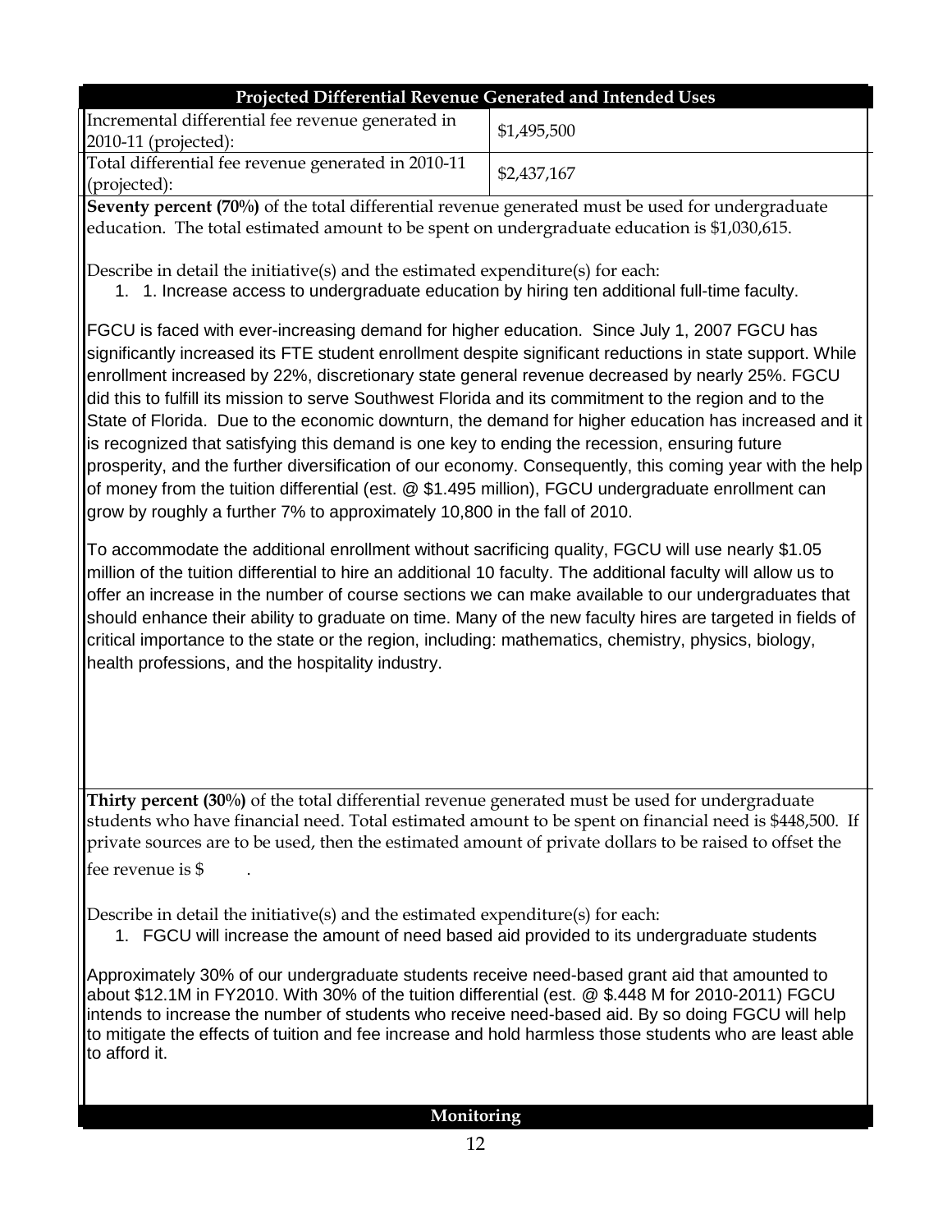## Projected Differential Revenue Generated and Intended Uses

| Incremental differential fee revenue generated in 2010-11 (projected): | $1,495,500 |
|---|---|
| Total differential fee revenue generated in 2010-11 (projected): | $2,437,167 |

**Seventy percent (70%)** of the total differential revenue generated must be used for undergraduate education. The total estimated amount to be spent on undergraduate education is $1,030,615.

Describe in detail the initiative(s) and the estimated expenditure(s) for each:

1. 1. Increase access to undergraduate education by hiring ten additional full-time faculty.

FGCU is faced with ever-increasing demand for higher education. Since July 1, 2007 FGCU has significantly increased its FTE student enrollment despite significant reductions in state support. While enrollment increased by 22%, discretionary state general revenue decreased by nearly 25%. FGCU did this to fulfill its mission to serve Southwest Florida and its commitment to the region and to the State of Florida. Due to the economic downturn, the demand for higher education has increased and it is recognized that satisfying this demand is one key to ending the recession, ensuring future prosperity, and the further diversification of our economy. Consequently, this coming year with the help of money from the tuition differential (est. @ $1.495 million), FGCU undergraduate enrollment can grow by roughly a further 7% to approximately 10,800 in the fall of 2010.

To accommodate the additional enrollment without sacrificing quality, FGCU will use nearly $1.05 million of the tuition differential to hire an additional 10 faculty. The additional faculty will allow us to offer an increase in the number of course sections we can make available to our undergraduates that should enhance their ability to graduate on time. Many of the new faculty hires are targeted in fields of critical importance to the state or the region, including: mathematics, chemistry, physics, biology, health professions, and the hospitality industry.

**Thirty percent (30%)** of the total differential revenue generated must be used for undergraduate students who have financial need. Total estimated amount to be spent on financial need is $448,500. If private sources are to be used, then the estimated amount of private dollars to be raised to offset the fee revenue is $ .

Describe in detail the initiative(s) and the estimated expenditure(s) for each:

1. FGCU will increase the amount of need based aid provided to its undergraduate students

Approximately 30% of our undergraduate students receive need-based grant aid that amounted to about $12.1M in FY2010. With 30% of the tuition differential (est. @ $.448 M for 2010-2011) FGCU intends to increase the number of students who receive need-based aid. By so doing FGCU will help to mitigate the effects of tuition and fee increase and hold harmless those students who are least able to afford it.

## Monitoring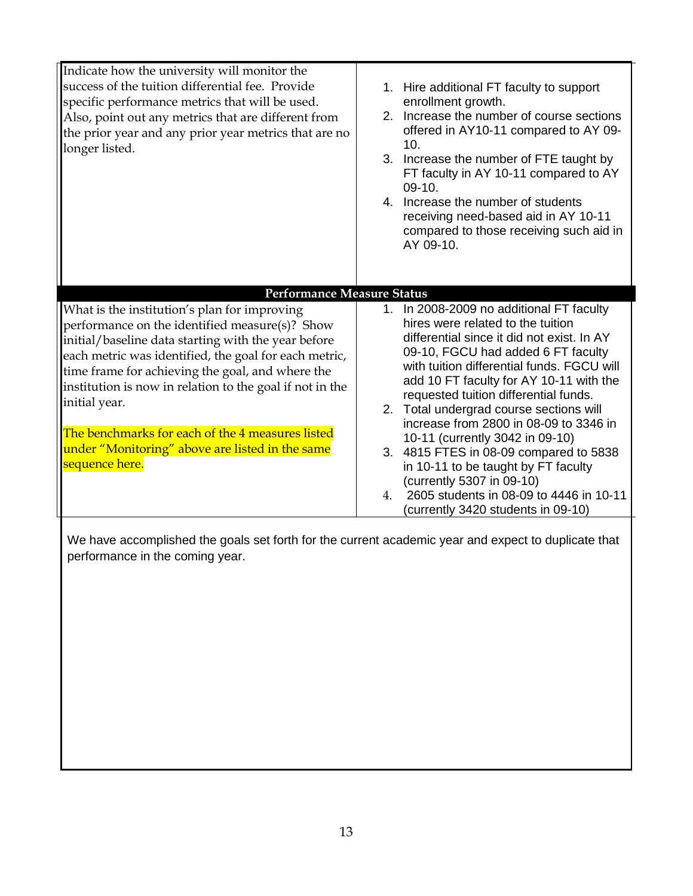| | |
|---|---|
| Indicate how the university will monitor the success of the tuition differential fee. Provide specific performance metrics that will be used. Also, point out any metrics that are different from the prior year and any prior year metrics that are no longer listed. | 1. Hire additional FT faculty to support enrollment growth.<br>2. Increase the number of course sections offered in AY10-11 compared to AY 09-10.<br>3. Increase the number of FTE taught by FT faculty in AY 10-11 compared to AY 09-10.<br>4. Increase the number of students receiving need-based aid in AY 10-11 compared to those receiving such aid in AY 09-10. |
| **Performance Measure Status** | |
| What is the institution's plan for improving performance on the identified measure(s)? Show initial/baseline data starting with the year before each metric was identified, the goal for each metric, time frame for achieving the goal, and where the institution is now in relation to the goal if not in the initial year.<br><br>The benchmarks for each of the 4 measures listed under "Monitoring" above are listed in the same sequence here. | 1. In 2008-2009 no additional FT faculty hires were related to the tuition differential since it did not exist. In AY 09-10, FGCU had added 6 FT faculty with tuition differential funds. FGCU will add 10 FT faculty for AY 10-11 with the requested tuition differential funds.<br>2. Total undergrad course sections will increase from 2800 in 08-09 to 3346 in 10-11 (currently 3042 in 09-10)<br>3. 4815 FTES in 08-09 compared to 5838 in 10-11 to be taught by FT faculty (currently 5307 in 09-10)<br>4. 2605 students in 08-09 to 4446 in 10-11 (currently 3420 students in 09-10) |

We have accomplished the goals set forth for the current academic year and expect to duplicate that performance in the coming year.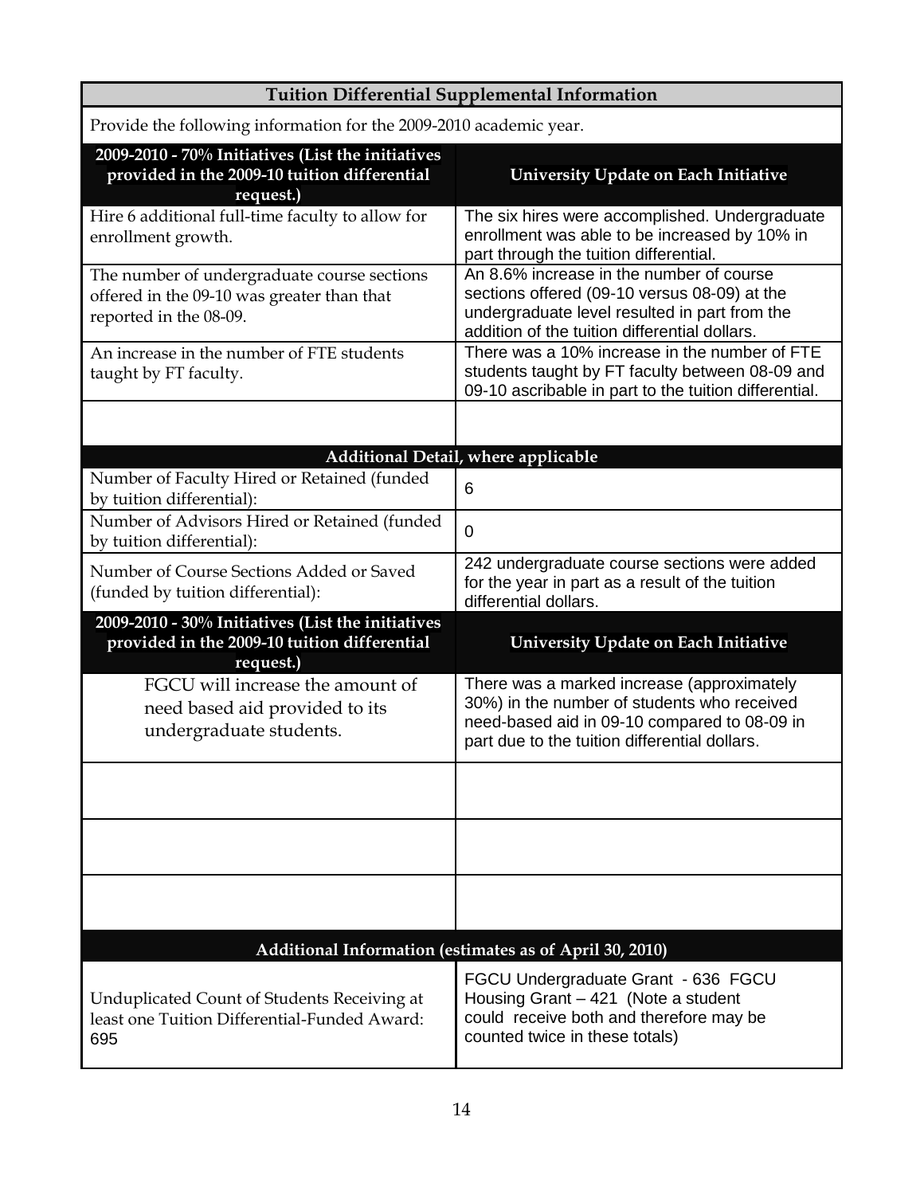| Tuition Differential Supplemental Information | |
|---|---|
| Provide the following information for the 2009-2010 academic year. | |
| **2009-2010 - 70% Initiatives (List the initiatives provided in the 2009-10 tuition differential request.)** | **University Update on Each Initiative** |
| Hire 6 additional full-time faculty to allow for enrollment growth. | The six hires were accomplished. Undergraduate enrollment was able to be increased by 10% in part through the tuition differential. |
| The number of undergraduate course sections offered in the 09-10 was greater than that reported in the 08-09. | An 8.6% increase in the number of course sections offered (09-10 versus 08-09) at the undergraduate level resulted in part from the addition of the tuition differential dollars. |
| An increase in the number of FTE students taught by FT faculty. | There was a 10% increase in the number of FTE students taught by FT faculty between 08-09 and 09-10 ascribable in part to the tuition differential. |
| | |
| **Additional Detail, where applicable** | |
| Number of Faculty Hired or Retained (funded by tuition differential): | 6 |
| Number of Advisors Hired or Retained (funded by tuition differential): | 0 |
| Number of Course Sections Added or Saved (funded by tuition differential): | 242 undergraduate course sections were added for the year in part as a result of the tuition differential dollars. |
| **2009-2010 - 30% Initiatives (List the initiatives provided in the 2009-10 tuition differential request.)** | **University Update on Each Initiative** |
| FGCU will increase the amount of need based aid provided to its undergraduate students. | There was a marked increase (approximately 30%) in the number of students who received need-based aid in 09-10 compared to 08-09 in part due to the tuition differential dollars. |
| | |
| | |
| | |
| **Additional Information (estimates as of April 30, 2010)** | |
| Unduplicated Count of Students Receiving at least one Tuition Differential-Funded Award: 695 | FGCU Undergraduate Grant - 636 FGCU Housing Grant – 421 (Note a student could receive both and therefore may be counted twice in these totals) |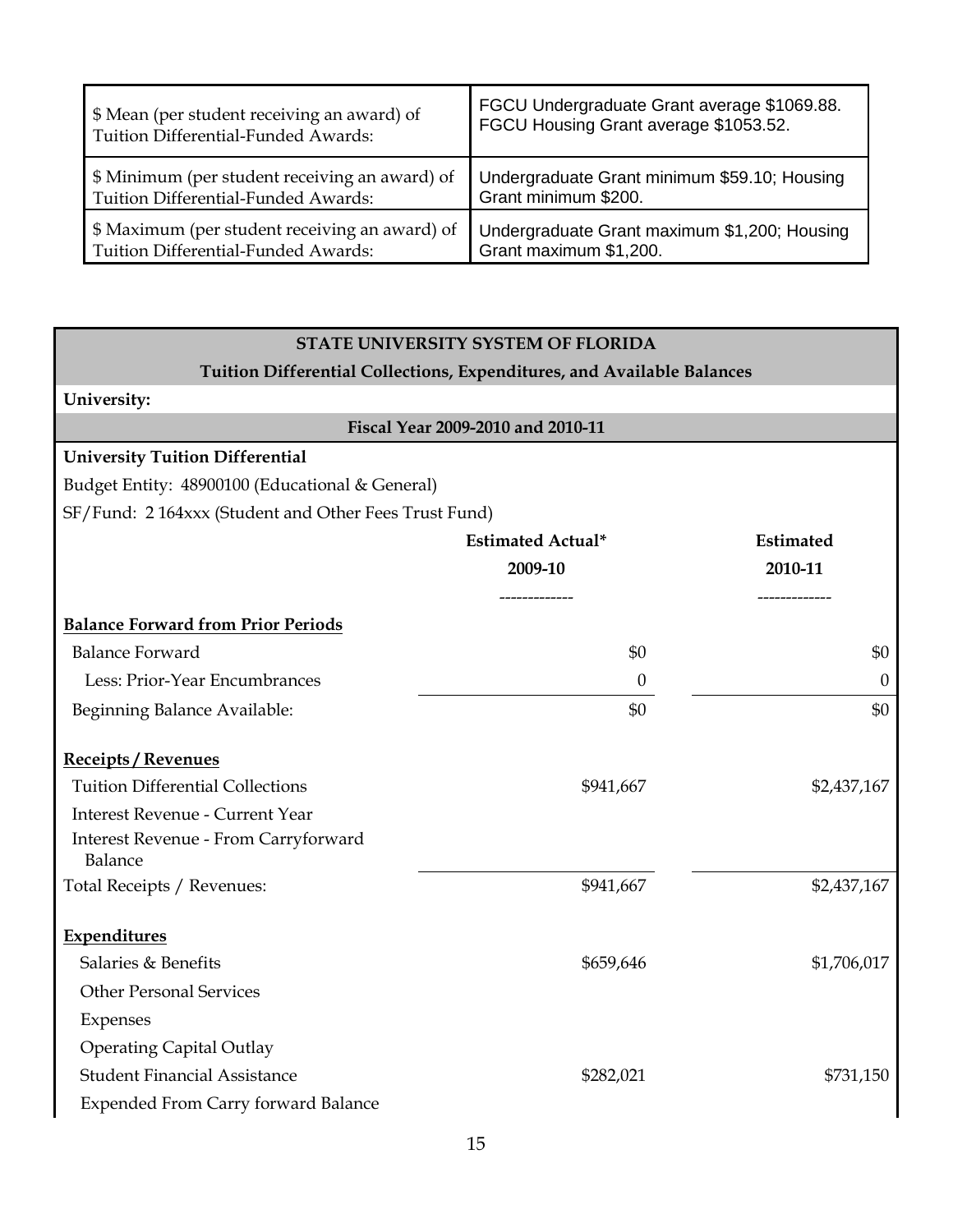| | |
|---|---|
| $ Mean (per student receiving an award) of Tuition Differential-Funded Awards: | FGCU Undergraduate Grant average $1069.88. FGCU Housing Grant average $1053.52. |
| $ Minimum (per student receiving an award) of Tuition Differential-Funded Awards: | Undergraduate Grant minimum $59.10; Housing Grant minimum $200. |
| $ Maximum (per student receiving an award) of Tuition Differential-Funded Awards: | Undergraduate Grant maximum $1,200; Housing Grant maximum $1,200. |

**STATE UNIVERSITY SYSTEM OF FLORIDA**

**Tuition Differential Collections, Expenditures, and Available Balances**

**University:**

**Fiscal Year 2009-2010 and 2010-11**

**University Tuition Differential**

Budget Entity: 48900100 (Educational & General)

SF/Fund: 2 164xxx (Student and Other Fees Trust Fund)

| | **Estimated Actual\* 2009-10** | **Estimated 2010-11** |
|---|---|---|
| **Balance Forward from Prior Periods** | | |
| Balance Forward | $0 | $0 |
| Less: Prior-Year Encumbrances | 0 | 0 |
| Beginning Balance Available: | $0 | $0 |
| **Receipts / Revenues** | | |
| Tuition Differential Collections | $941,667 | $2,437,167 |
| Interest Revenue - Current Year | | |
| Interest Revenue - From Carryforward Balance | | |
| Total Receipts / Revenues: | $941,667 | $2,437,167 |
| **Expenditures** | | |
| Salaries & Benefits | $659,646 | $1,706,017 |
| Other Personal Services | | |
| Expenses | | |
| Operating Capital Outlay | | |
| Student Financial Assistance | $282,021 | $731,150 |
| Expended From Carry forward Balance | | |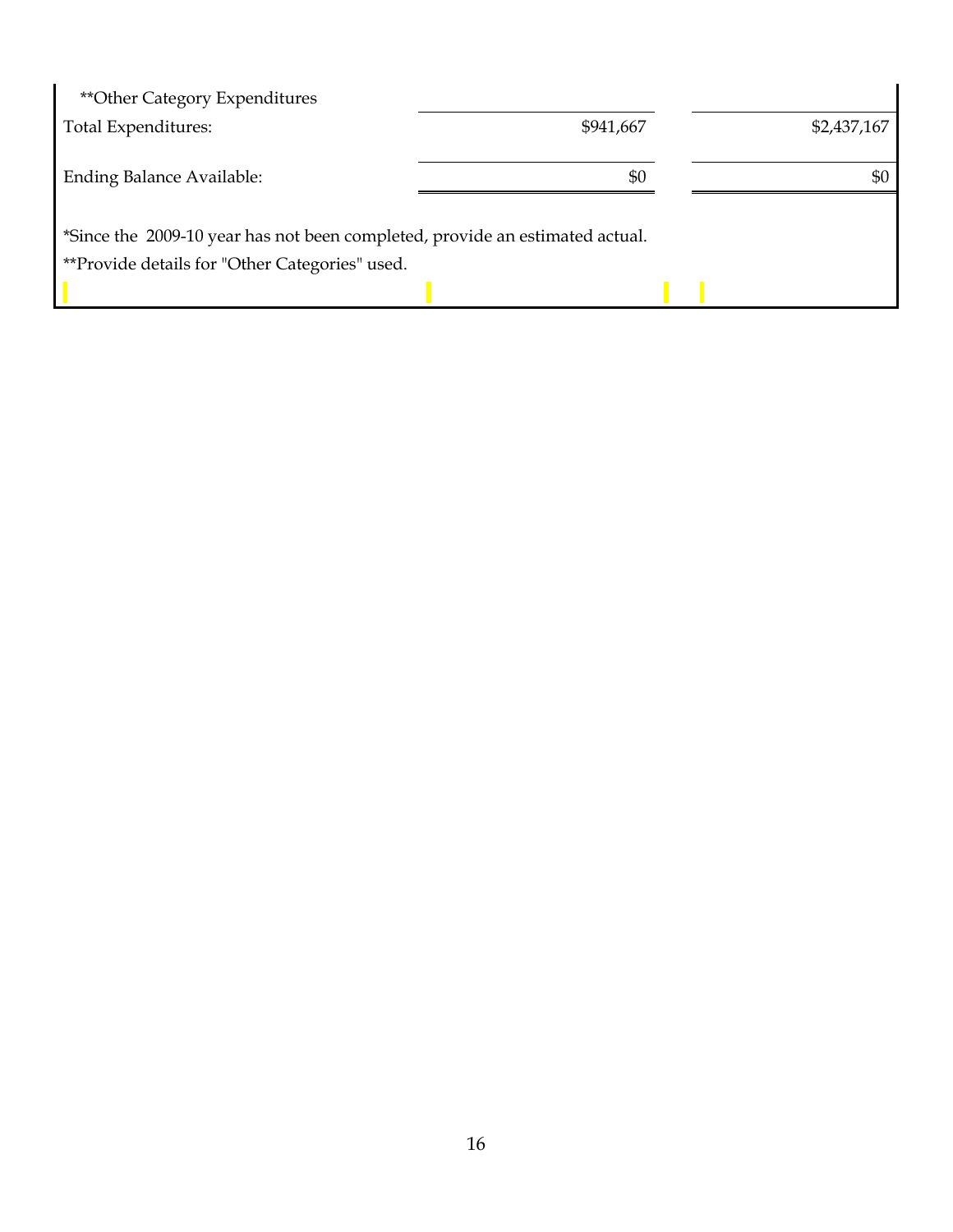| | | |
|---|---|---|
| **Other Category Expenditures | | |
| Total Expenditures: | $941,667 | $2,437,167 |
| Ending Balance Available: | $0 | $0 |

*Since the 2009-10 year has not been completed, provide an estimated actual.

**Provide details for "Other Categories" used.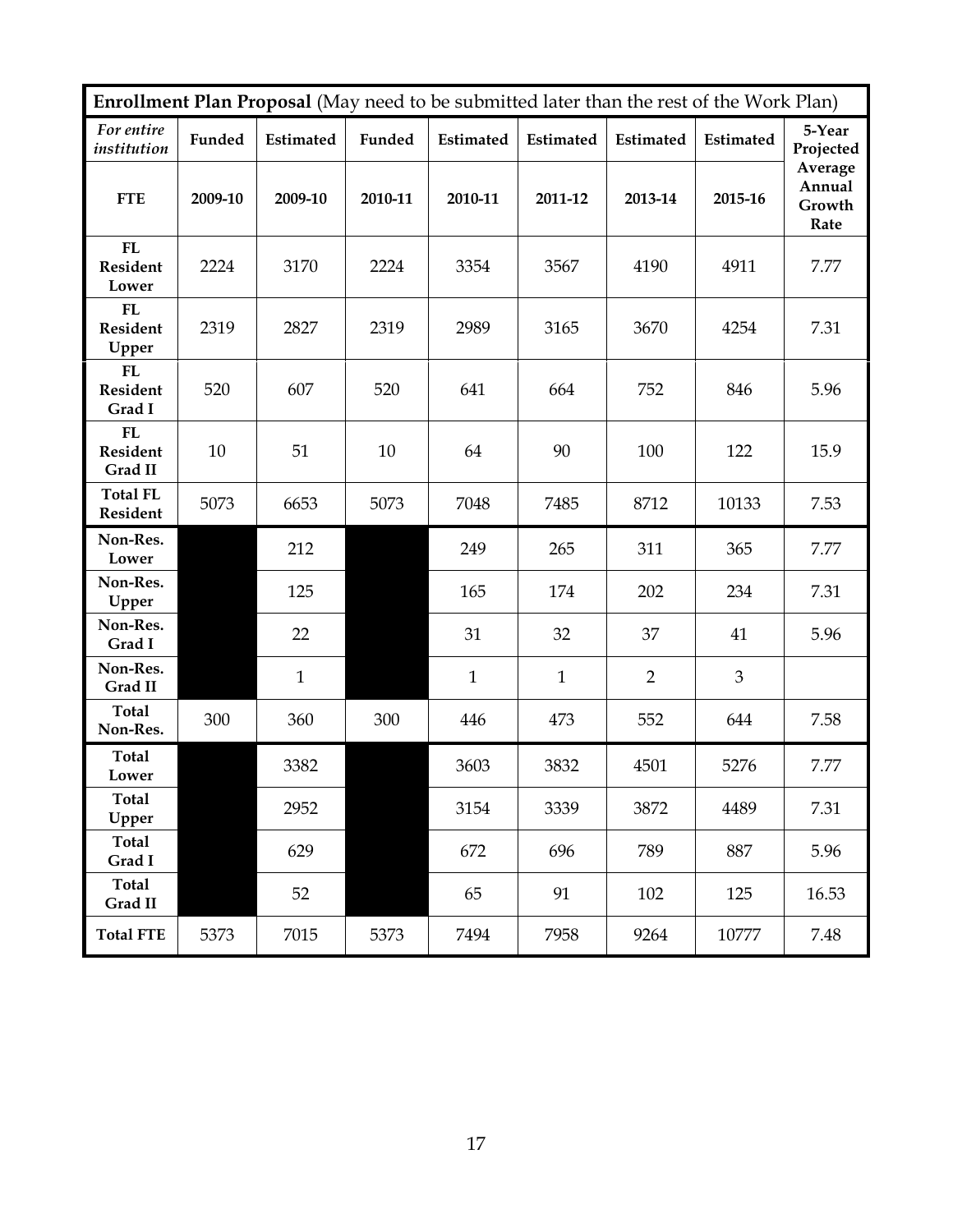| **Enrollment Plan Proposal** (May need to be submitted later than the rest of the Work Plan) | | | | | | | | |
|---|---|---|---|---|---|---|---|---|
| *For entire institution* | Funded | Estimated | Funded | Estimated | Estimated | Estimated | Estimated | 5-Year Projected Average Annual Growth Rate |
| **FTE** | **2009-10** | **2009-10** | **2010-11** | **2010-11** | **2011-12** | **2013-14** | **2015-16** | |
| **FL Resident Lower** | 2224 | 3170 | 2224 | 3354 | 3567 | 4190 | 4911 | 7.77 |
| **FL Resident Upper** | 2319 | 2827 | 2319 | 2989 | 3165 | 3670 | 4254 | 7.31 |
| **FL Resident Grad I** | 520 | 607 | 520 | 641 | 664 | 752 | 846 | 5.96 |
| **FL Resident Grad II** | 10 | 51 | 10 | 64 | 90 | 100 | 122 | 15.9 |
| **Total FL Resident** | 5073 | 6653 | 5073 | 7048 | 7485 | 8712 | 10133 | 7.53 |
| **Non-Res. Lower** | | 212 | | 249 | 265 | 311 | 365 | 7.77 |
| **Non-Res. Upper** | | 125 | | 165 | 174 | 202 | 234 | 7.31 |
| **Non-Res. Grad I** | | 22 | | 31 | 32 | 37 | 41 | 5.96 |
| **Non-Res. Grad II** | | 1 | | 1 | 1 | 2 | 3 | |
| **Total Non-Res.** | 300 | 360 | 300 | 446 | 473 | 552 | 644 | 7.58 |
| **Total Lower** | | 3382 | | 3603 | 3832 | 4501 | 5276 | 7.77 |
| **Total Upper** | | 2952 | | 3154 | 3339 | 3872 | 4489 | 7.31 |
| **Total Grad I** | | 629 | | 672 | 696 | 789 | 887 | 5.96 |
| **Total Grad II** | | 52 | | 65 | 91 | 102 | 125 | 16.53 |
| **Total FTE** | 5373 | 7015 | 5373 | 7494 | 7958 | 9264 | 10777 | 7.48 |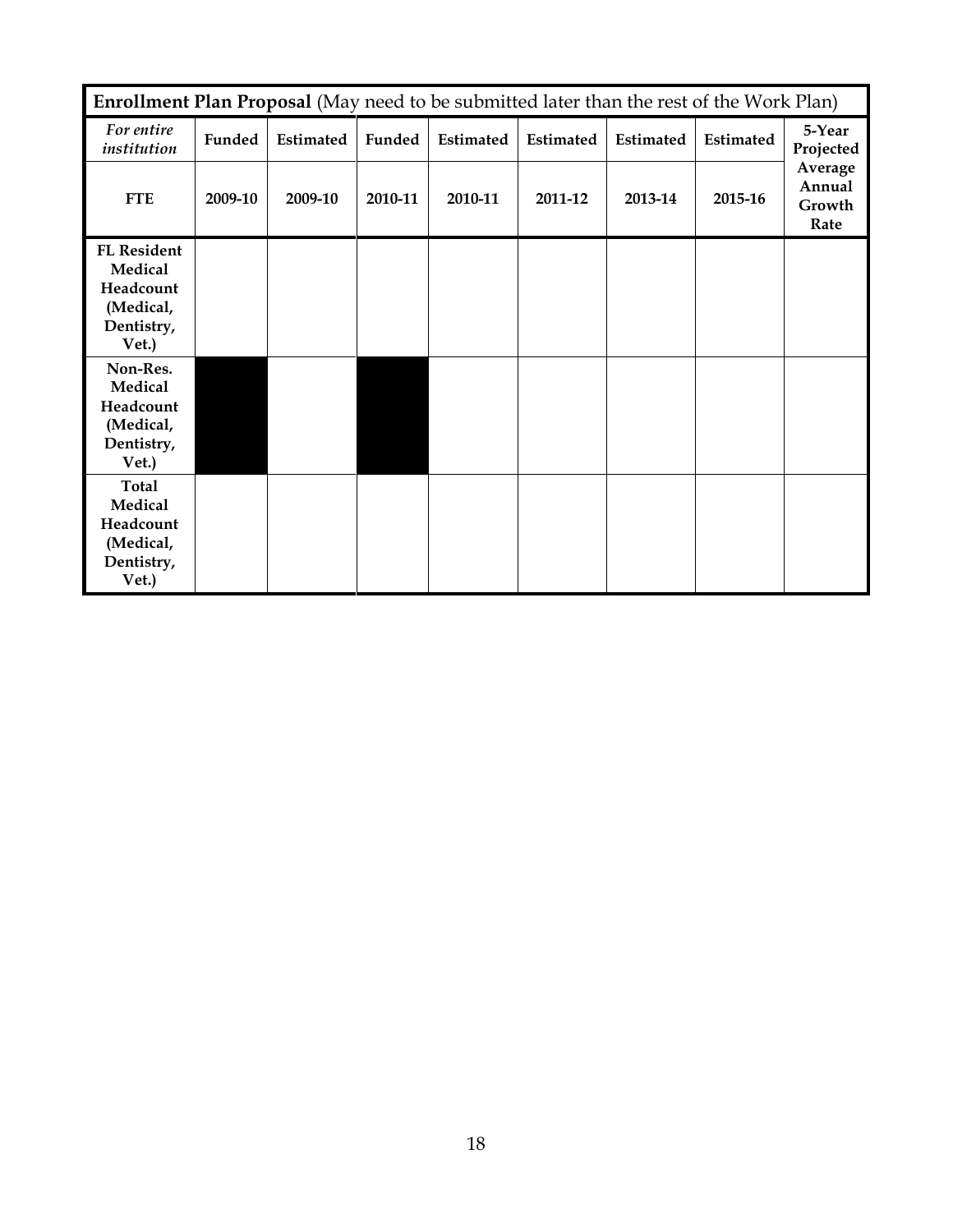**Enrollment Plan Proposal** (May need to be submitted later than the rest of the Work Plan)

| *For entire institution* | Funded | Estimated | Funded | Estimated | Estimated | Estimated | Estimated | 5-Year Projected Average Annual Growth Rate |
|---|---|---|---|---|---|---|---|---|
| **FTE** | **2009-10** | **2009-10** | **2010-11** | **2010-11** | **2011-12** | **2013-14** | **2015-16** | |
| **FL Resident Medical Headcount (Medical, Dentistry, Vet.)** | | | | | | | | |
| **Non-Res. Medical Headcount (Medical, Dentistry, Vet.)** | | | | | | | | |
| **Total Medical Headcount (Medical, Dentistry, Vet.)** | | | | | | | | |